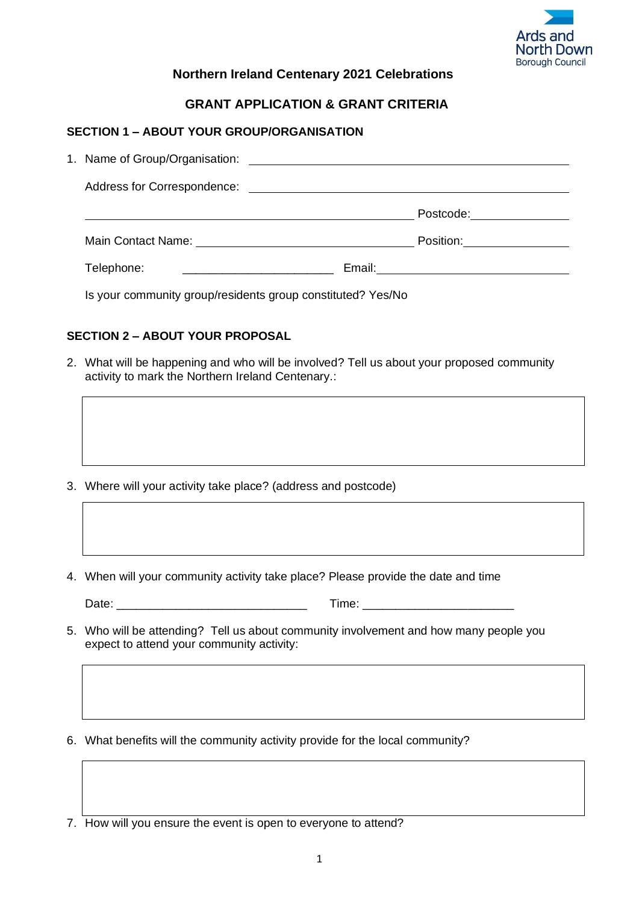Ards and North Down Borough Council

# Northern Ireland Centenary 2021 Celebrations

## GRANT APPLICATION & GRANT CRITERIA

### SECTION 1 – ABOUT YOUR GROUP/ORGANISATION

1. Name of Group/Organisation: ______________________________

   Address for Correspondence: ______________________________

   ______________________________ Postcode: ______________

   Main Contact Name: ______________________________ Position: ______________

   Telephone: ______________________ Email: ______________________________

   Is your community group/residents group constituted? Yes/No

### SECTION 2 – ABOUT YOUR PROPOSAL

2. What will be happening and who will be involved? Tell us about your proposed community activity to mark the Northern Ireland Centenary.:

3. Where will your activity take place? (address and postcode)

4. When will your community activity take place? Please provide the date and time

   Date: ____________________________ Time: ______________________

5. Who will be attending? Tell us about community involvement and how many people you expect to attend your community activity:

6. What benefits will the community activity provide for the local community?

7. How will you ensure the event is open to everyone to attend?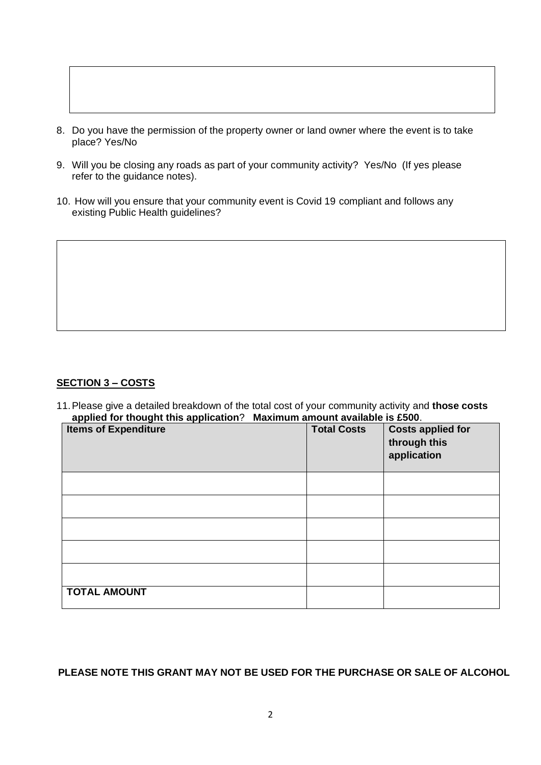8. Do you have the permission of the property owner or land owner where the event is to take place? Yes/No

9. Will you be closing any roads as part of your community activity? Yes/No (If yes please refer to the guidance notes).

10. How will you ensure that your community event is Covid 19 compliant and follows any existing Public Health guidelines?

## SECTION 3 – COSTS

11. Please give a detailed breakdown of the total cost of your community activity and **those costs applied for thought this application**? **Maximum amount available is £500**.

| Items of Expenditure | Total Costs | Costs applied for through this application |
|---|---|---|
| | | |
| | | |
| | | |
| | | |
| | | |
| **TOTAL AMOUNT** | | |

**PLEASE NOTE THIS GRANT MAY NOT BE USED FOR THE PURCHASE OR SALE OF ALCOHOL**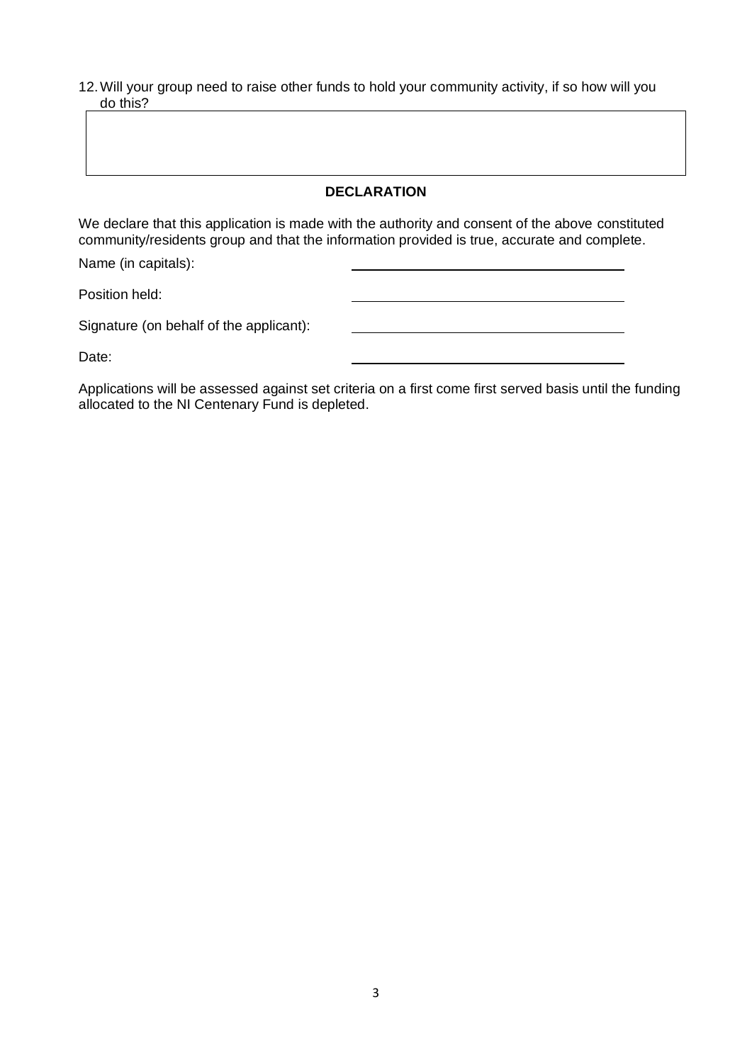12. Will your group need to raise other funds to hold your community activity, if so how will you do this?

| |
|---|
| |

## DECLARATION

We declare that this application is made with the authority and consent of the above constituted community/residents group and that the information provided is true, accurate and complete.

Name (in capitals): ______________________________

Position held: ______________________________

Signature (on behalf of the applicant): ______________________________

Date: ______________________________

Applications will be assessed against set criteria on a first come first served basis until the funding allocated to the NI Centenary Fund is depleted.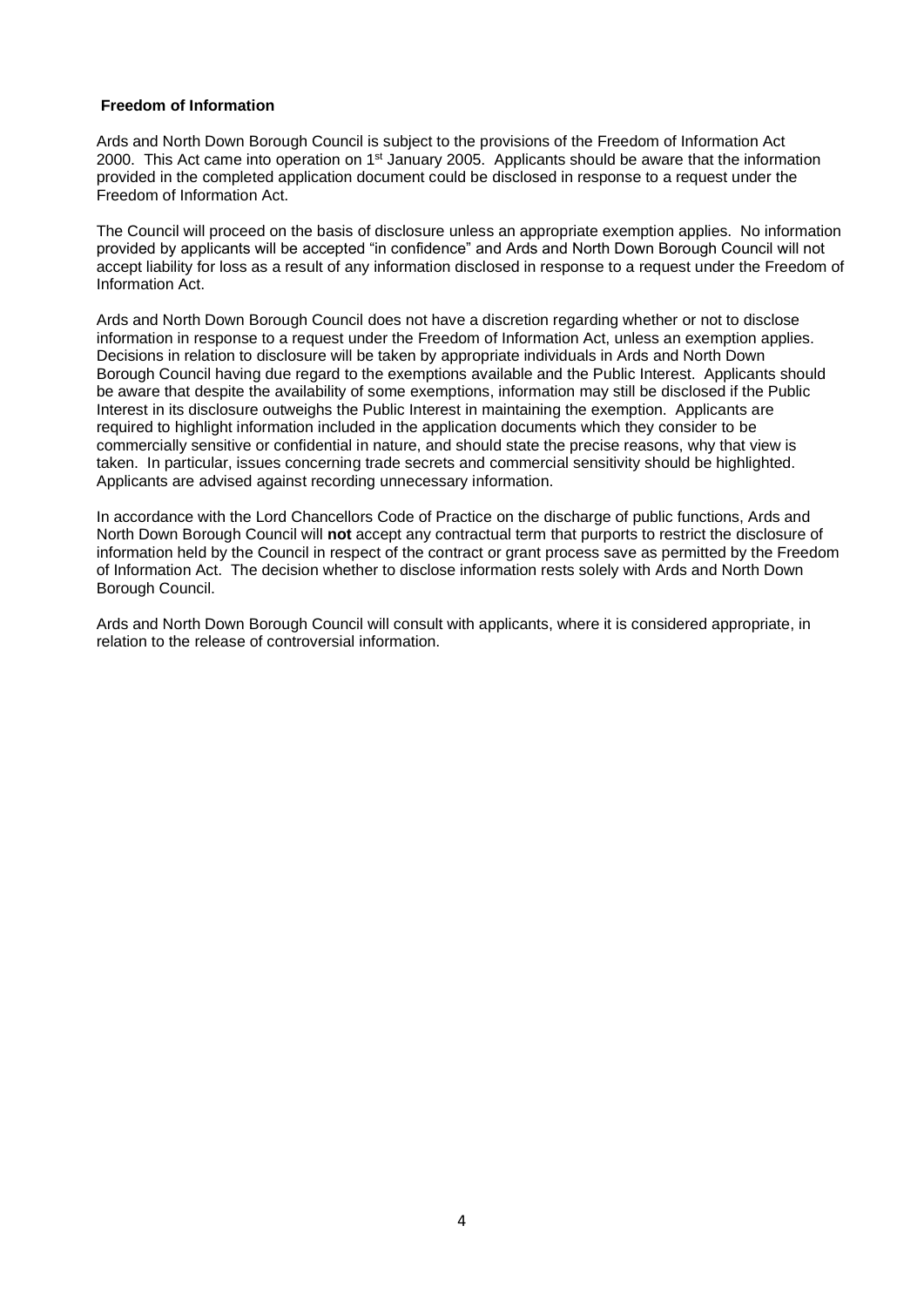**Freedom of Information**

Ards and North Down Borough Council is subject to the provisions of the Freedom of Information Act 2000. This Act came into operation on 1st January 2005. Applicants should be aware that the information provided in the completed application document could be disclosed in response to a request under the Freedom of Information Act.

The Council will proceed on the basis of disclosure unless an appropriate exemption applies. No information provided by applicants will be accepted "in confidence" and Ards and North Down Borough Council will not accept liability for loss as a result of any information disclosed in response to a request under the Freedom of Information Act.

Ards and North Down Borough Council does not have a discretion regarding whether or not to disclose information in response to a request under the Freedom of Information Act, unless an exemption applies. Decisions in relation to disclosure will be taken by appropriate individuals in Ards and North Down Borough Council having due regard to the exemptions available and the Public Interest. Applicants should be aware that despite the availability of some exemptions, information may still be disclosed if the Public Interest in its disclosure outweighs the Public Interest in maintaining the exemption. Applicants are required to highlight information included in the application documents which they consider to be commercially sensitive or confidential in nature, and should state the precise reasons, why that view is taken. In particular, issues concerning trade secrets and commercial sensitivity should be highlighted. Applicants are advised against recording unnecessary information.

In accordance with the Lord Chancellors Code of Practice on the discharge of public functions, Ards and North Down Borough Council will **not** accept any contractual term that purports to restrict the disclosure of information held by the Council in respect of the contract or grant process save as permitted by the Freedom of Information Act. The decision whether to disclose information rests solely with Ards and North Down Borough Council.

Ards and North Down Borough Council will consult with applicants, where it is considered appropriate, in relation to the release of controversial information.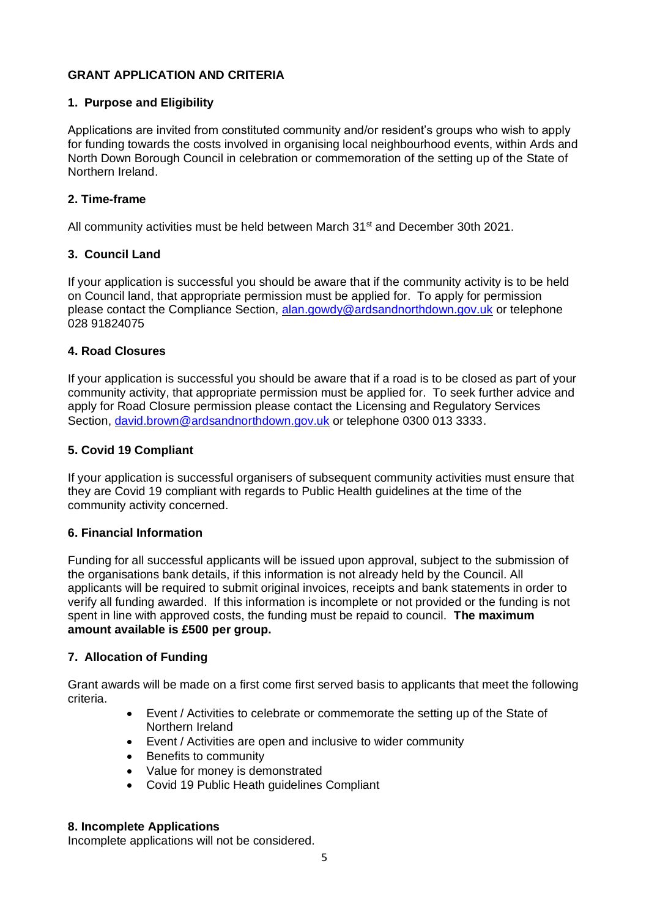## GRANT APPLICATION AND CRITERIA

### 1. Purpose and Eligibility

Applications are invited from constituted community and/or resident's groups who wish to apply for funding towards the costs involved in organising local neighbourhood events, within Ards and North Down Borough Council in celebration or commemoration of the setting up of the State of Northern Ireland.

### 2. Time-frame

All community activities must be held between March 31st and December 30th 2021.

### 3. Council Land

If your application is successful you should be aware that if the community activity is to be held on Council land, that appropriate permission must be applied for. To apply for permission please contact the Compliance Section, alan.gowdy@ardsandnorthdown.gov.uk or telephone 028 91824075

### 4. Road Closures

If your application is successful you should be aware that if a road is to be closed as part of your community activity, that appropriate permission must be applied for. To seek further advice and apply for Road Closure permission please contact the Licensing and Regulatory Services Section, david.brown@ardsandnorthdown.gov.uk or telephone 0300 013 3333.

### 5. Covid 19 Compliant

If your application is successful organisers of subsequent community activities must ensure that they are Covid 19 compliant with regards to Public Health guidelines at the time of the community activity concerned.

### 6. Financial Information

Funding for all successful applicants will be issued upon approval, subject to the submission of the organisations bank details, if this information is not already held by the Council. All applicants will be required to submit original invoices, receipts and bank statements in order to verify all funding awarded. If this information is incomplete or not provided or the funding is not spent in line with approved costs, the funding must be repaid to council. **The maximum amount available is £500 per group.**

### 7. Allocation of Funding

Grant awards will be made on a first come first served basis to applicants that meet the following criteria.

- Event / Activities to celebrate or commemorate the setting up of the State of Northern Ireland
- Event / Activities are open and inclusive to wider community
- Benefits to community
- Value for money is demonstrated
- Covid 19 Public Heath guidelines Compliant

### 8. Incomplete Applications

Incomplete applications will not be considered.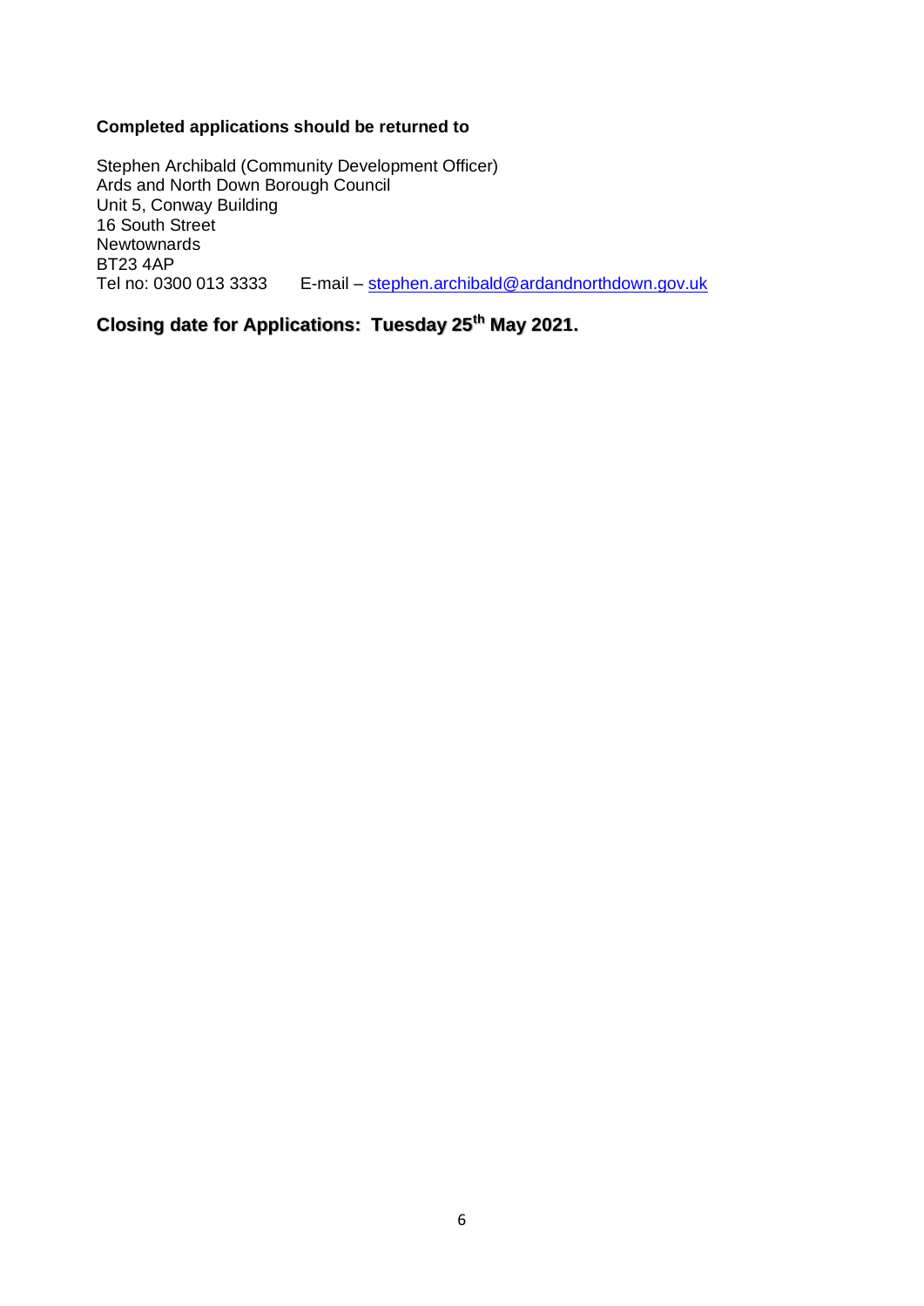**Completed applications should be returned to**

Stephen Archibald (Community Development Officer)
Ards and North Down Borough Council
Unit 5, Conway Building
16 South Street
Newtownards
BT23 4AP
Tel no: 0300 013 3333 E-mail – stephen.archibald@ardandnorthdown.gov.uk

**Closing date for Applications: Tuesday 25th May 2021.**